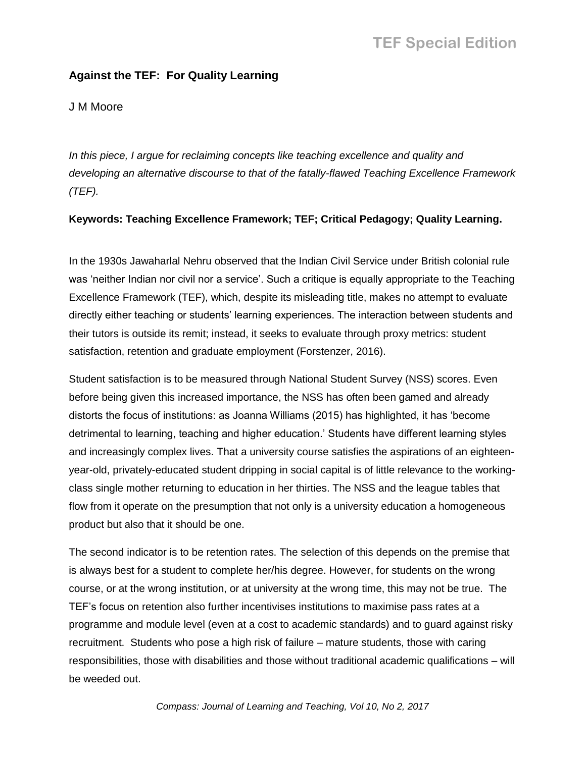## Against the TEF: For Quality Learning

J M Moore

*In this piece, I argue for reclaiming concepts like teaching excellence and quality and developing an alternative discourse to that of the fatally-flawed Teaching Excellence Framework (TEF).*

**Keywords: Teaching Excellence Framework; TEF; Critical Pedagogy; Quality Learning.**

In the 1930s Jawaharlal Nehru observed that the Indian Civil Service under British colonial rule was 'neither Indian nor civil nor a service'. Such a critique is equally appropriate to the Teaching Excellence Framework (TEF), which, despite its misleading title, makes no attempt to evaluate directly either teaching or students' learning experiences. The interaction between students and their tutors is outside its remit; instead, it seeks to evaluate through proxy metrics: student satisfaction, retention and graduate employment (Forstenzer, 2016).

Student satisfaction is to be measured through National Student Survey (NSS) scores. Even before being given this increased importance, the NSS has often been gamed and already distorts the focus of institutions: as Joanna Williams (2015) has highlighted, it has 'become detrimental to learning, teaching and higher education.' Students have different learning styles and increasingly complex lives. That a university course satisfies the aspirations of an eighteen-year-old, privately-educated student dripping in social capital is of little relevance to the working-class single mother returning to education in her thirties. The NSS and the league tables that flow from it operate on the presumption that not only is a university education a homogeneous product but also that it should be one.

The second indicator is to be retention rates. The selection of this depends on the premise that is always best for a student to complete her/his degree. However, for students on the wrong course, or at the wrong institution, or at university at the wrong time, this may not be true. The TEF's focus on retention also further incentivises institutions to maximise pass rates at a programme and module level (even at a cost to academic standards) and to guard against risky recruitment. Students who pose a high risk of failure – mature students, those with caring responsibilities, those with disabilities and those without traditional academic qualifications – will be weeded out.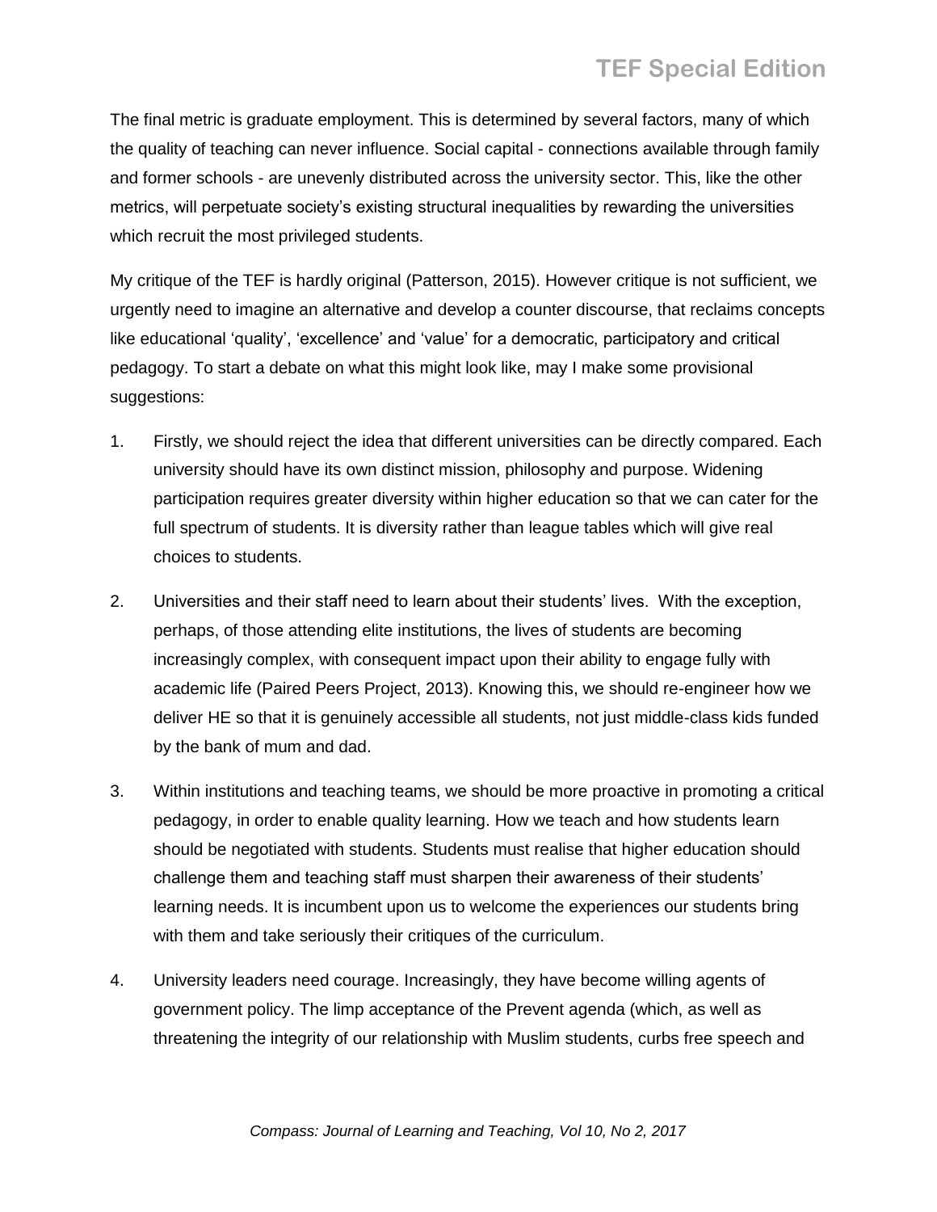The final metric is graduate employment. This is determined by several factors, many of which the quality of teaching can never influence. Social capital - connections available through family and former schools - are unevenly distributed across the university sector. This, like the other metrics, will perpetuate society's existing structural inequalities by rewarding the universities which recruit the most privileged students.

My critique of the TEF is hardly original (Patterson, 2015). However critique is not sufficient, we urgently need to imagine an alternative and develop a counter discourse, that reclaims concepts like educational 'quality', 'excellence' and 'value' for a democratic, participatory and critical pedagogy. To start a debate on what this might look like, may I make some provisional suggestions:

1. Firstly, we should reject the idea that different universities can be directly compared. Each university should have its own distinct mission, philosophy and purpose. Widening participation requires greater diversity within higher education so that we can cater for the full spectrum of students. It is diversity rather than league tables which will give real choices to students.

2. Universities and their staff need to learn about their students' lives. With the exception, perhaps, of those attending elite institutions, the lives of students are becoming increasingly complex, with consequent impact upon their ability to engage fully with academic life (Paired Peers Project, 2013). Knowing this, we should re-engineer how we deliver HE so that it is genuinely accessible all students, not just middle-class kids funded by the bank of mum and dad.

3. Within institutions and teaching teams, we should be more proactive in promoting a critical pedagogy, in order to enable quality learning. How we teach and how students learn should be negotiated with students. Students must realise that higher education should challenge them and teaching staff must sharpen their awareness of their students' learning needs. It is incumbent upon us to welcome the experiences our students bring with them and take seriously their critiques of the curriculum.

4. University leaders need courage. Increasingly, they have become willing agents of government policy. The limp acceptance of the Prevent agenda (which, as well as threatening the integrity of our relationship with Muslim students, curbs free speech and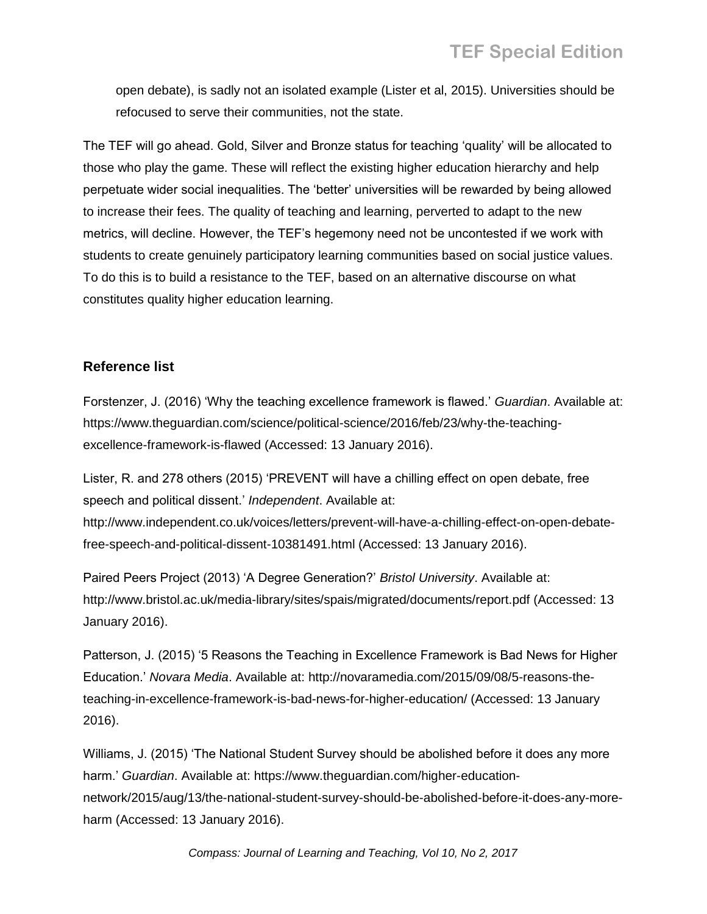open debate), is sadly not an isolated example (Lister et al, 2015). Universities should be refocused to serve their communities, not the state.

The TEF will go ahead. Gold, Silver and Bronze status for teaching 'quality' will be allocated to those who play the game. These will reflect the existing higher education hierarchy and help perpetuate wider social inequalities. The 'better' universities will be rewarded by being allowed to increase their fees. The quality of teaching and learning, perverted to adapt to the new metrics, will decline. However, the TEF's hegemony need not be uncontested if we work with students to create genuinely participatory learning communities based on social justice values. To do this is to build a resistance to the TEF, based on an alternative discourse on what constitutes quality higher education learning.

## Reference list

Forstenzer, J. (2016) 'Why the teaching excellence framework is flawed.' *Guardian*. Available at: https://www.theguardian.com/science/political-science/2016/feb/23/why-the-teaching-excellence-framework-is-flawed (Accessed: 13 January 2016).

Lister, R. and 278 others (2015) 'PREVENT will have a chilling effect on open debate, free speech and political dissent.' *Independent*. Available at: http://www.independent.co.uk/voices/letters/prevent-will-have-a-chilling-effect-on-open-debate-free-speech-and-political-dissent-10381491.html (Accessed: 13 January 2016).

Paired Peers Project (2013) 'A Degree Generation?' *Bristol University*. Available at: http://www.bristol.ac.uk/media-library/sites/spais/migrated/documents/report.pdf (Accessed: 13 January 2016).

Patterson, J. (2015) '5 Reasons the Teaching in Excellence Framework is Bad News for Higher Education.' *Novara Media*. Available at: http://novaramedia.com/2015/09/08/5-reasons-the-teaching-in-excellence-framework-is-bad-news-for-higher-education/ (Accessed: 13 January 2016).

Williams, J. (2015) 'The National Student Survey should be abolished before it does any more harm.' *Guardian*. Available at: https://www.theguardian.com/higher-education-network/2015/aug/13/the-national-student-survey-should-be-abolished-before-it-does-any-more-harm (Accessed: 13 January 2016).